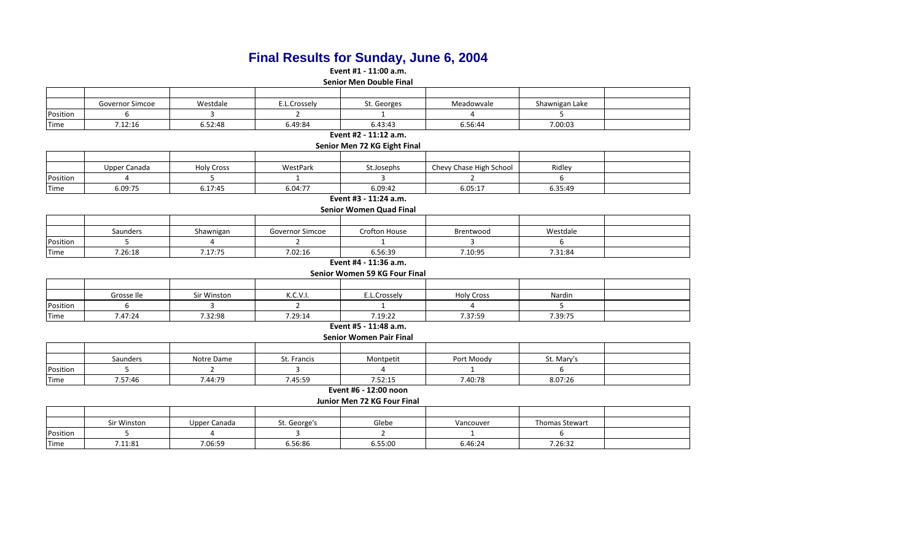# Final Results for Sunday, June 6, 2004

**Event #1 - 11:00 a.m.**

**Senior Men Double Final**

| | Governor Simcoe | Westdale | E.L.Crossely | St. Georges | Meadowvale | Shawnigan Lake | |
|---|---|---|---|---|---|---|---|
| Position | 6 | 3 | 2 | 1 | 4 | 5 | |
| Time | 7.12:16 | 6.52:48 | 6.49:84 | 6.43:43 | 6.56:44 | 7.00:03 | |

**Event #2 - 11:12 a.m.**

**Senior Men 72 KG Eight Final**

| | Upper Canada | Holy Cross | WestPark | St.Josephs | Chevy Chase High School | Ridley | |
|---|---|---|---|---|---|---|---|
| Position | 4 | 5 | 1 | 3 | 2 | 6 | |
| Time | 6.09:75 | 6.17:45 | 6.04:77 | 6.09:42 | 6.05:17 | 6.35:49 | |

**Event #3 - 11:24 a.m.**

**Senior Women Quad Final**

| | Saunders | Shawnigan | Governor Simcoe | Crofton House | Brentwood | Westdale | |
|---|---|---|---|---|---|---|---|
| Position | 5 | 4 | 2 | 1 | 3 | 6 | |
| Time | 7.26:18 | 7.17:75 | 7.02:16 | 6.56:39 | 7.10:95 | 7.31:84 | |

**Event #4 - 11:36 a.m.**

**Senior Women 59 KG Four Final**

| | Grosse Ile | Sir Winston | K.C.V.I. | E.L.Crossely | Holy Cross | Nardin | |
|---|---|---|---|---|---|---|---|
| Position | 6 | 3 | 2 | 1 | 4 | 5 | |
| Time | 7.47:24 | 7.32:98 | 7.29:14 | 7.19:22 | 7.37:59 | 7.39:75 | |

**Event #5 - 11:48 a.m.**

**Senior Women Pair Final**

| | Saunders | Notre Dame | St. Francis | Montpetit | Port Moody | St. Mary's | |
|---|---|---|---|---|---|---|---|
| Position | 5 | 2 | 3 | 4 | 1 | 6 | |
| Time | 7.57:46 | 7.44:79 | 7.45:59 | 7.52:15 | 7.40:78 | 8.07:26 | |

**Event #6 - 12:00 noon**

**Junior Men 72 KG Four Final**

| | Sir Winston | Upper Canada | St. George's | Glebe | Vancouver | Thomas Stewart | |
|---|---|---|---|---|---|---|---|
| Position | 5 | 4 | 3 | 2 | 1 | 6 | |
| Time | 7.11:81 | 7.06:59 | 6.56:86 | 6.55:00 | 6.46:24 | 7.26:32 | |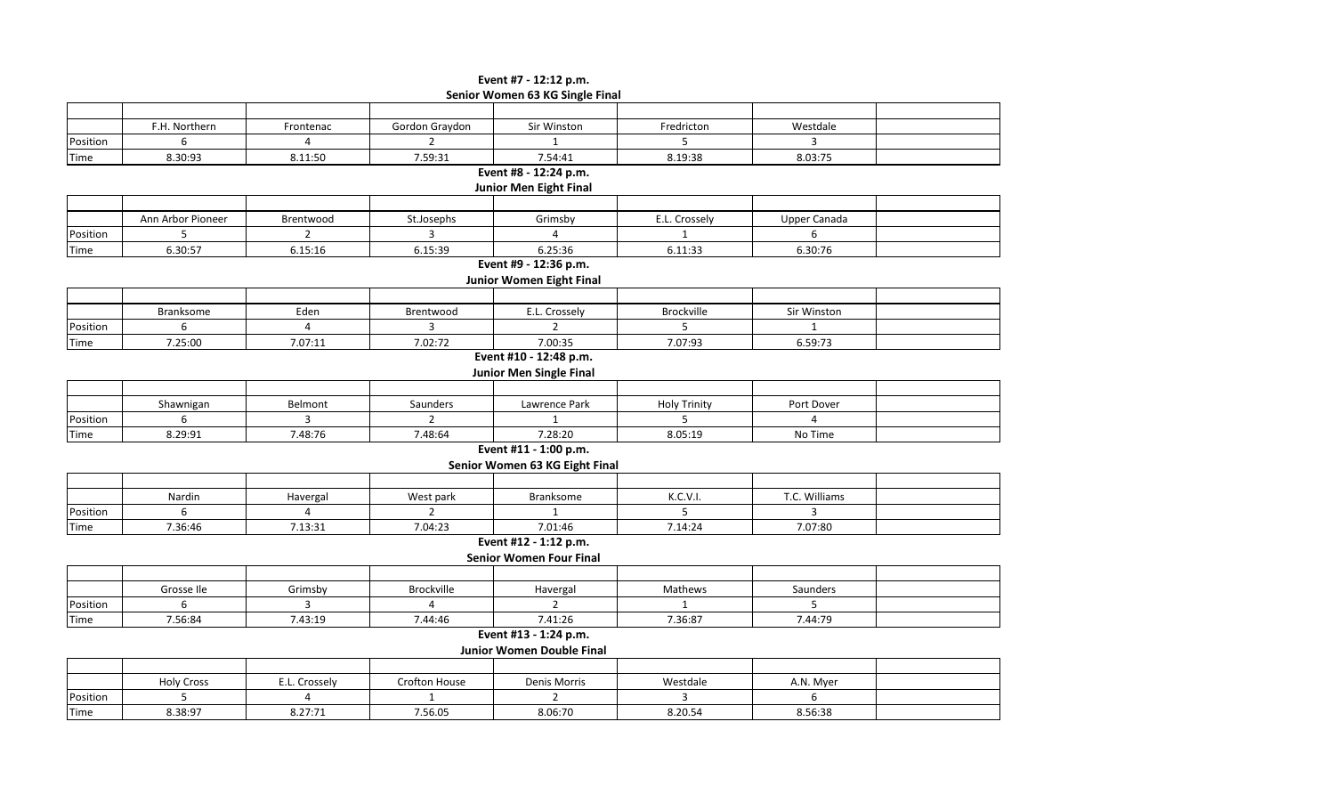**Event #7 - 12:12 p.m.**
**Senior Women 63 KG Single Final**

| | F.H. Northern | Frontenac | Gordon Graydon | Sir Winston | Fredricton | Westdale | |
|---|---|---|---|---|---|---|---|
| Position | 6 | 4 | 2 | 1 | 5 | 3 | |
| Time | 8.30:93 | 8.11:50 | 7.59:31 | 7.54:41 | 8.19:38 | 8.03:75 | |

**Event #8 - 12:24 p.m.**
**Junior Men Eight Final**

| | Ann Arbor Pioneer | Brentwood | St.Josephs | Grimsby | E.L. Crossely | Upper Canada | |
|---|---|---|---|---|---|---|---|
| Position | 5 | 2 | 3 | 4 | 1 | 6 | |
| Time | 6.30:57 | 6.15:16 | 6.15:39 | 6.25:36 | 6.11:33 | 6.30:76 | |

**Event #9 - 12:36 p.m.**
**Junior Women Eight Final**

| | Branksome | Eden | Brentwood | E.L. Crossely | Brockville | Sir Winston | |
|---|---|---|---|---|---|---|---|
| Position | 6 | 4 | 3 | 2 | 5 | 1 | |
| Time | 7.25:00 | 7.07:11 | 7.02:72 | 7.00:35 | 7.07:93 | 6.59:73 | |

**Event #10 - 12:48 p.m.**
**Junior Men Single Final**

| | Shawnigan | Belmont | Saunders | Lawrence Park | Holy Trinity | Port Dover | |
|---|---|---|---|---|---|---|---|
| Position | 6 | 3 | 2 | 1 | 5 | 4 | |
| Time | 8.29:91 | 7.48:76 | 7.48:64 | 7.28:20 | 8.05:19 | No Time | |

**Event #11 - 1:00 p.m.**
**Senior Women 63 KG Eight Final**

| | Nardin | Havergal | West park | Branksome | K.C.V.I. | T.C. Williams | |
|---|---|---|---|---|---|---|---|
| Position | 6 | 4 | 2 | 1 | 5 | 3 | |
| Time | 7.36:46 | 7.13:31 | 7.04:23 | 7.01:46 | 7.14:24 | 7.07:80 | |

**Event #12 - 1:12 p.m.**
**Senior Women Four Final**

| | Grosse Ile | Grimsby | Brockville | Havergal | Mathews | Saunders | |
|---|---|---|---|---|---|---|---|
| Position | 6 | 3 | 4 | 2 | 1 | 5 | |
| Time | 7.56:84 | 7.43:19 | 7.44:46 | 7.41:26 | 7.36:87 | 7.44:79 | |

**Event #13 - 1:24 p.m.**
**Junior Women Double Final**

| | Holy Cross | E.L. Crossely | Crofton House | Denis Morris | Westdale | A.N. Myer | |
|---|---|---|---|---|---|---|---|
| Position | 5 | 4 | 1 | 2 | 3 | 6 | |
| Time | 8.38:97 | 8.27:71 | 7.56.05 | 8.06:70 | 8.20.54 | 8.56:38 | |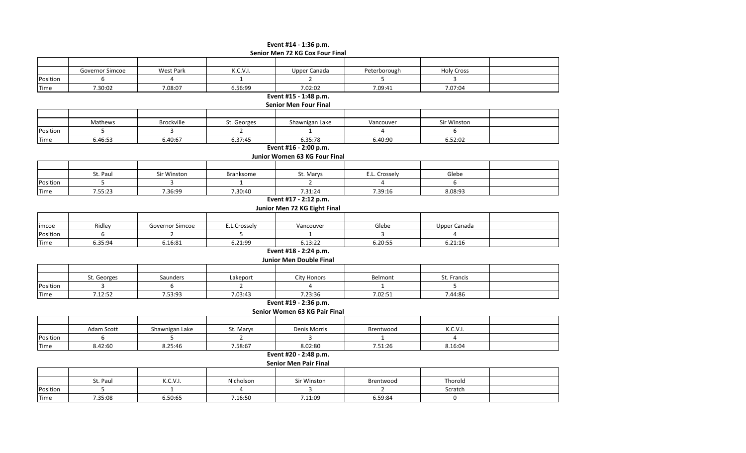**Event #14 - 1:36 p.m.**
**Senior Men 72 KG Cox Four Final**

| | Governor Simcoe | West Park | K.C.V.I. | Upper Canada | Peterborough | Holy Cross | |
|---|---|---|---|---|---|---|---|
| Position | 6 | 4 | 1 | 2 | 5 | 3 | |
| Time | 7.30:02 | 7.08:07 | 6.56:99 | 7.02:02 | 7.09:41 | 7.07:04 | |

**Event #15 - 1:48 p.m.**
**Senior Men Four Final**

| | Mathews | Brockville | St. Georges | Shawnigan Lake | Vancouver | Sir Winston | |
|---|---|---|---|---|---|---|---|
| Position | 5 | 3 | 2 | 1 | 4 | 6 | |
| Time | 6.46:53 | 6.40:67 | 6.37:45 | 6.35:78 | 6.40:90 | 6.52:02 | |

**Event #16 - 2:00 p.m.**
**Junior Women 63 KG Four Final**

| | St. Paul | Sir Winston | Branksome | St. Marys | E.L. Crossely | Glebe | |
|---|---|---|---|---|---|---|---|
| Position | 5 | 3 | 1 | 2 | 4 | 6 | |
| Time | 7.55:23 | 7.36:99 | 7.30:40 | 7.31:24 | 7.39:16 | 8.08:93 | |

**Event #17 - 2:12 p.m.**
**Junior Men 72 KG Eight Final**

| imcoe | Ridley | Governor Simcoe | E.L.Crossely | Vancouver | Glebe | Upper Canada | |
|---|---|---|---|---|---|---|---|
| Position | 6 | 2 | 5 | 1 | 3 | 4 | |
| Time | 6.35:94 | 6.16:81 | 6.21:99 | 6.13:22 | 6.20:55 | 6.21:16 | |

**Event #18 - 2:24 p.m.**
**Junior Men Double Final**

| | St. Georges | Saunders | Lakeport | City Honors | Belmont | St. Francis | |
|---|---|---|---|---|---|---|---|
| Position | 3 | 6 | 2 | 4 | 1 | 5 | |
| Time | 7.12:52 | 7.53:93 | 7.03:43 | 7.23:36 | 7.02:51 | 7.44:86 | |

**Event #19 - 2:36 p.m.**
**Senior Women 63 KG Pair Final**

| | Adam Scott | Shawnigan Lake | St. Marys | Denis Morris | Brentwood | K.C.V.I. | |
|---|---|---|---|---|---|---|---|
| Position | 6 | 5 | 2 | 3 | 1 | 4 | |
| Time | 8.42:60 | 8.25:46 | 7.58:67 | 8.02:80 | 7.51:26 | 8.16:04 | |

**Event #20 - 2:48 p.m.**
**Senior Men Pair Final**

| | St. Paul | K.C.V.I. | Nicholson | Sir Winston | Brentwood | Thorold | |
|---|---|---|---|---|---|---|---|
| Position | 5 | 1 | 4 | 3 | 2 | Scratch | |
| Time | 7.35:08 | 6.50:65 | 7.16:50 | 7.11:09 | 6.59:84 | 0 | |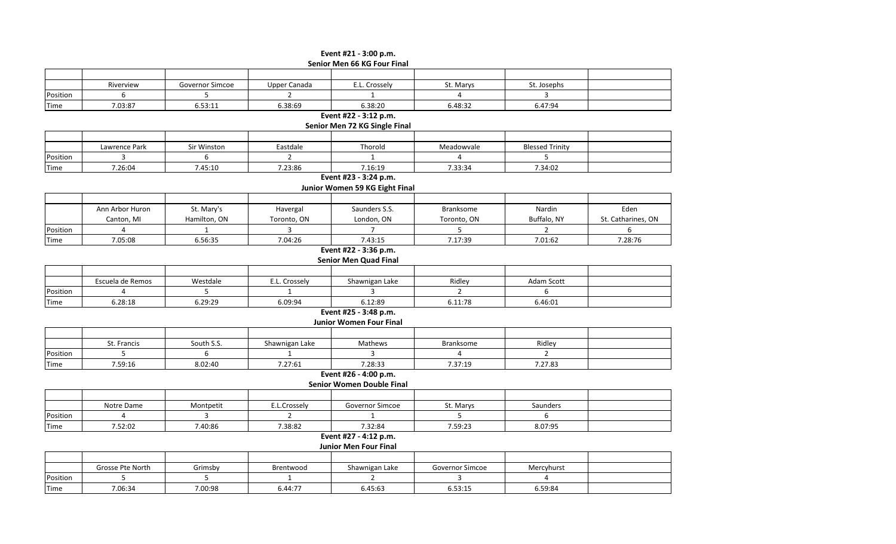**Event #21 - 3:00 p.m.**
**Senior Men 66 KG Four Final**

| | Riverview | Governor Simcoe | Upper Canada | E.L. Crossely | St. Marys | St. Josephs | |
|---|---|---|---|---|---|---|---|
| Position | 6 | 5 | 2 | 1 | 4 | 3 | |
| Time | 7.03:87 | 6.53:11 | 6.38:69 | 6.38:20 | 6.48:32 | 6.47:94 | |

**Event #22 - 3:12 p.m.**
**Senior Men 72 KG Single Final**

| | Lawrence Park | Sir Winston | Eastdale | Thorold | Meadowvale | Blessed Trinity | |
|---|---|---|---|---|---|---|---|
| Position | 3 | 6 | 2 | 1 | 4 | 5 | |
| Time | 7.26:04 | 7.45:10 | 7.23:86 | 7.16:19 | 7.33:34 | 7.34:02 | |

**Event #23 - 3:24 p.m.**
**Junior Women 59 KG Eight Final**

| | Ann Arbor Huron<br>Canton, MI | St. Mary's<br>Hamilton, ON | Havergal<br>Toronto, ON | Saunders S.S.<br>London, ON | Branksome<br>Toronto, ON | Nardin<br>Buffalo, NY | Eden<br>St. Catharines, ON |
|---|---|---|---|---|---|---|---|
| Position | 4 | 1 | 3 | 7 | 5 | 2 | 6 |
| Time | 7.05:08 | 6.56:35 | 7.04:26 | 7.43:15 | 7.17:39 | 7.01:62 | 7.28:76 |

**Event #22 - 3:36 p.m.**
**Senior Men Quad Final**

| | Escuela de Remos | Westdale | E.L. Crossely | Shawnigan Lake | Ridley | Adam Scott | |
|---|---|---|---|---|---|---|---|
| Position | 4 | 5 | 1 | 3 | 2 | 6 | |
| Time | 6.28:18 | 6.29:29 | 6.09:94 | 6.12:89 | 6.11:78 | 6.46:01 | |

**Event #25 - 3:48 p.m.**
**Junior Women Four Final**

| | St. Francis | South S.S. | Shawnigan Lake | Mathews | Branksome | Ridley | |
|---|---|---|---|---|---|---|---|
| Position | 5 | 6 | 1 | 3 | 4 | 2 | |
| Time | 7.59:16 | 8.02:40 | 7.27:61 | 7.28:33 | 7.37:19 | 7.27.83 | |

**Event #26 - 4:00 p.m.**
**Senior Women Double Final**

| | Notre Dame | Montpetit | E.L.Crossely | Governor Simcoe | St. Marys | Saunders | |
|---|---|---|---|---|---|---|---|
| Position | 4 | 3 | 2 | 1 | 5 | 6 | |
| Time | 7.52:02 | 7.40:86 | 7.38:82 | 7.32:84 | 7.59:23 | 8.07:95 | |

**Event #27 - 4:12 p.m.**
**Junior Men Four Final**

| | Grosse Pte North | Grimsby | Brentwood | Shawnigan Lake | Governor Simcoe | Mercyhurst | |
|---|---|---|---|---|---|---|---|
| Position | 5 | 5 | 1 | 2 | 3 | 4 | |
| Time | 7.06:34 | 7.00:98 | 6.44:77 | 6.45:63 | 6.53:15 | 6.59:84 | |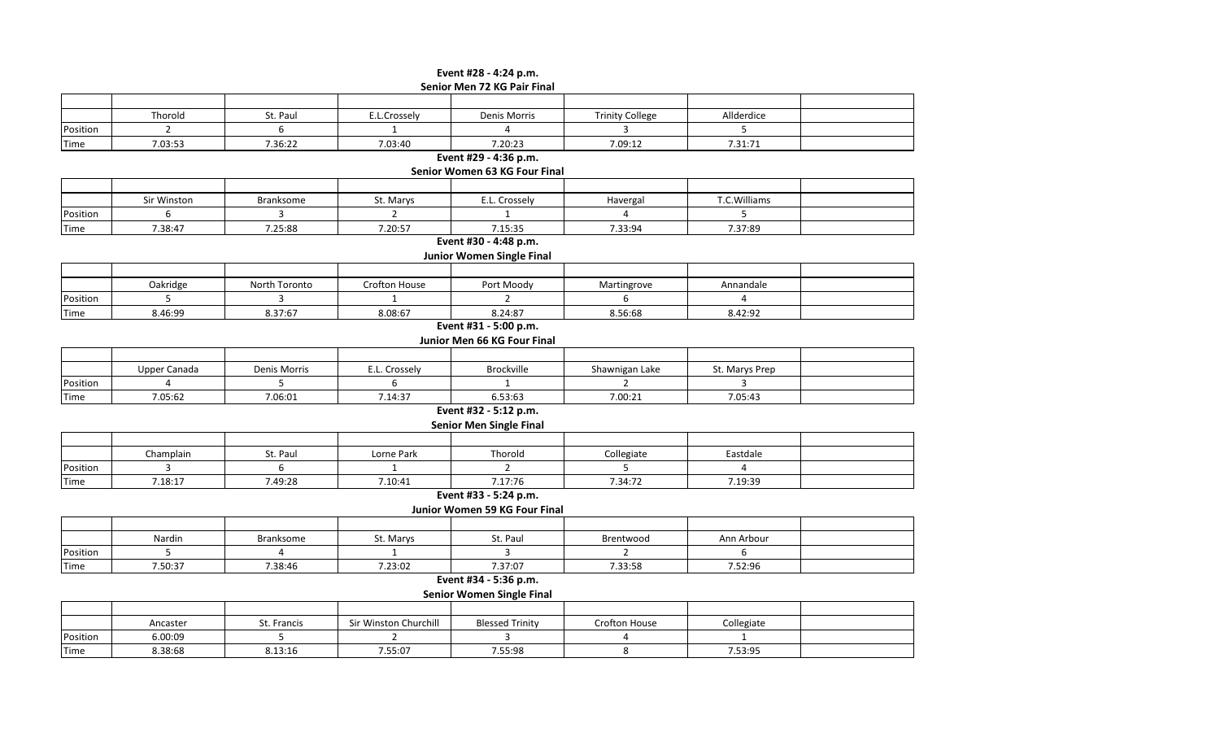**Event #28 - 4:24 p.m.**
**Senior Men 72 KG Pair Final**

| | Thorold | St. Paul | E.L.Crossely | Denis Morris | Trinity College | Allderdice | |
|---|---|---|---|---|---|---|---|
| Position | 2 | 6 | 1 | 4 | 3 | 5 | |
| Time | 7.03:53 | 7.36:22 | 7.03:40 | 7.20:23 | 7.09:12 | 7.31:71 | |

**Event #29 - 4:36 p.m.**
**Senior Women 63 KG Four Final**

| | Sir Winston | Branksome | St. Marys | E.L. Crossely | Havergal | T.C.Williams | |
|---|---|---|---|---|---|---|---|
| Position | 6 | 3 | 2 | 1 | 4 | 5 | |
| Time | 7.38:47 | 7.25:88 | 7.20:57 | 7.15:35 | 7.33:94 | 7.37:89 | |

**Event #30 - 4:48 p.m.**
**Junior Women Single Final**

| | Oakridge | North Toronto | Crofton House | Port Moody | Martingrove | Annandale | |
|---|---|---|---|---|---|---|---|
| Position | 5 | 3 | 1 | 2 | 6 | 4 | |
| Time | 8.46:99 | 8.37:67 | 8.08:67 | 8.24:87 | 8.56:68 | 8.42:92 | |

**Event #31 - 5:00 p.m.**
**Junior Men 66 KG Four Final**

| | Upper Canada | Denis Morris | E.L. Crossely | Brockville | Shawnigan Lake | St. Marys Prep | |
|---|---|---|---|---|---|---|---|
| Position | 4 | 5 | 6 | 1 | 2 | 3 | |
| Time | 7.05:62 | 7.06:01 | 7.14:37 | 6.53:63 | 7.00:21 | 7.05:43 | |

**Event #32 - 5:12 p.m.**
**Senior Men Single Final**

| | Champlain | St. Paul | Lorne Park | Thorold | Collegiate | Eastdale | |
|---|---|---|---|---|---|---|---|
| Position | 3 | 6 | 1 | 2 | 5 | 4 | |
| Time | 7.18:17 | 7.49:28 | 7.10:41 | 7.17:76 | 7.34:72 | 7.19:39 | |

**Event #33 - 5:24 p.m.**
**Junior Women 59 KG Four Final**

| | Nardin | Branksome | St. Marys | St. Paul | Brentwood | Ann Arbour | |
|---|---|---|---|---|---|---|---|
| Position | 5 | 4 | 1 | 3 | 2 | 6 | |
| Time | 7.50:37 | 7.38:46 | 7.23:02 | 7.37:07 | 7.33:58 | 7.52:96 | |

**Event #34 - 5:36 p.m.**
**Senior Women Single Final**

| | Ancaster | St. Francis | Sir Winston Churchill | Blessed Trinity | Crofton House | Collegiate | |
|---|---|---|---|---|---|---|---|
| Position | 6.00:09 | 5 | 2 | 3 | 4 | 1 | |
| Time | 8.38:68 | 8.13:16 | 7.55:07 | 7.55:98 | 8 | 7.53:95 | |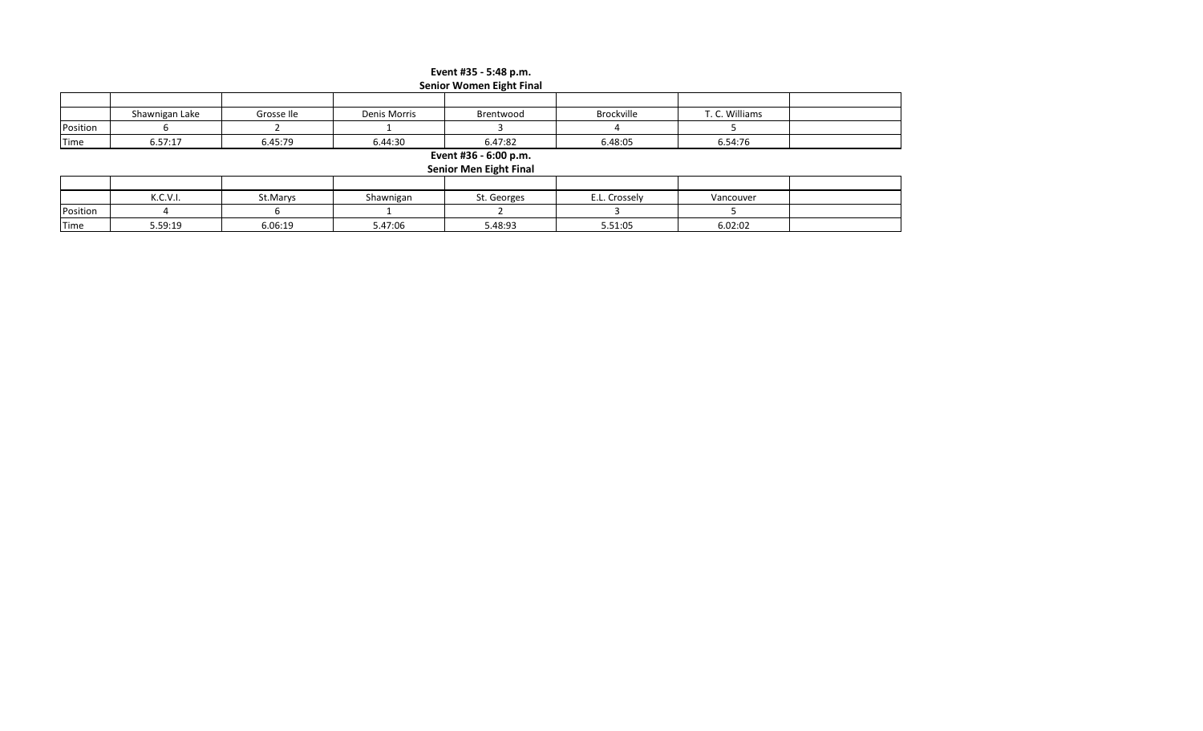**Event #35 - 5:48 p.m.**

**Senior Women Eight Final**

| | | | | | | | |
|---|---|---|---|---|---|---|---|
| | | | | | | | |
| | Shawnigan Lake | Grosse Ile | Denis Morris | Brentwood | Brockville | T. C. Williams | |
| Position | 6 | 2 | 1 | 3 | 4 | 5 | |
| Time | 6.57:17 | 6.45:79 | 6.44:30 | 6.47:82 | 6.48:05 | 6.54:76 | |

**Event #36 - 6:00 p.m.**

**Senior Men Eight Final**

| | | | | | | | |
|---|---|---|---|---|---|---|---|
| | | | | | | | |
| | K.C.V.I. | St.Marys | Shawnigan | St. Georges | E.L. Crossely | Vancouver | |
| Position | 4 | 6 | 1 | 2 | 3 | 5 | |
| Time | 5.59:19 | 6.06:19 | 5.47:06 | 5.48:93 | 5.51:05 | 6.02:02 | |